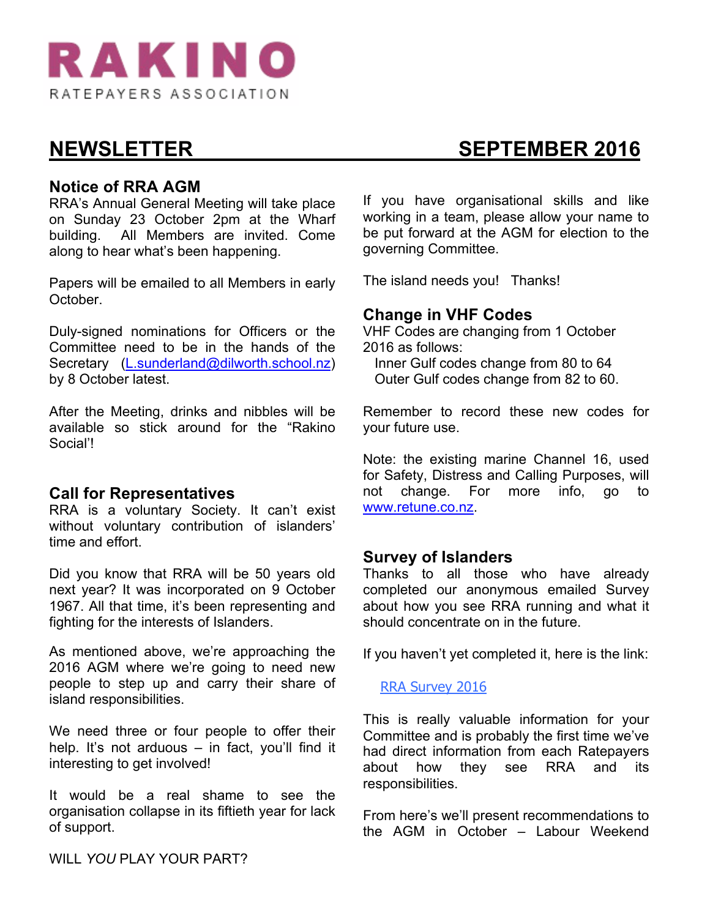# RAKINO

RATEPAYERS ASSOCIATION

## NEWSLETTER SEPTEMBER 2016

### Notice of RRA AGM

RRA's Annual General Meeting will take place on Sunday 23 October 2pm at the Wharf building. All Members are invited. Come along to hear what's been happening.

Papers will be emailed to all Members in early October.

Duly-signed nominations for Officers or the Committee need to be in the hands of the Secretary (L.sunderland@dilworth.school.nz) by 8 October latest.

After the Meeting, drinks and nibbles will be available so stick around for the "Rakino Social'!

### Call for Representatives

RRA is a voluntary Society. It can't exist without voluntary contribution of islanders' time and effort.

Did you know that RRA will be 50 years old next year? It was incorporated on 9 October 1967. All that time, it's been representing and fighting for the interests of Islanders.

As mentioned above, we're approaching the 2016 AGM where we're going to need new people to step up and carry their share of island responsibilities.

We need three or four people to offer their help. It's not arduous – in fact, you'll find it interesting to get involved!

It would be a real shame to see the organisation collapse in its fiftieth year for lack of support.

WILL *YOU* PLAY YOUR PART?

If you have organisational skills and like working in a team, please allow your name to be put forward at the AGM for election to the governing Committee.

The island needs you! Thanks!

### Change in VHF Codes

VHF Codes are changing from 1 October 2016 as follows:

- Inner Gulf codes change from 80 to 64
- Outer Gulf codes change from 82 to 60.

Remember to record these new codes for your future use.

Note: the existing marine Channel 16, used for Safety, Distress and Calling Purposes, will not change. For more info, go to www.retune.co.nz.

### Survey of Islanders

Thanks to all those who have already completed our anonymous emailed Survey about how you see RRA running and what it should concentrate on in the future.

If you haven't yet completed it, here is the link:

RRA Survey 2016

This is really valuable information for your Committee and is probably the first time we've had direct information from each Ratepayers about how they see RRA and its responsibilities.

From here's we'll present recommendations to the AGM in October – Labour Weekend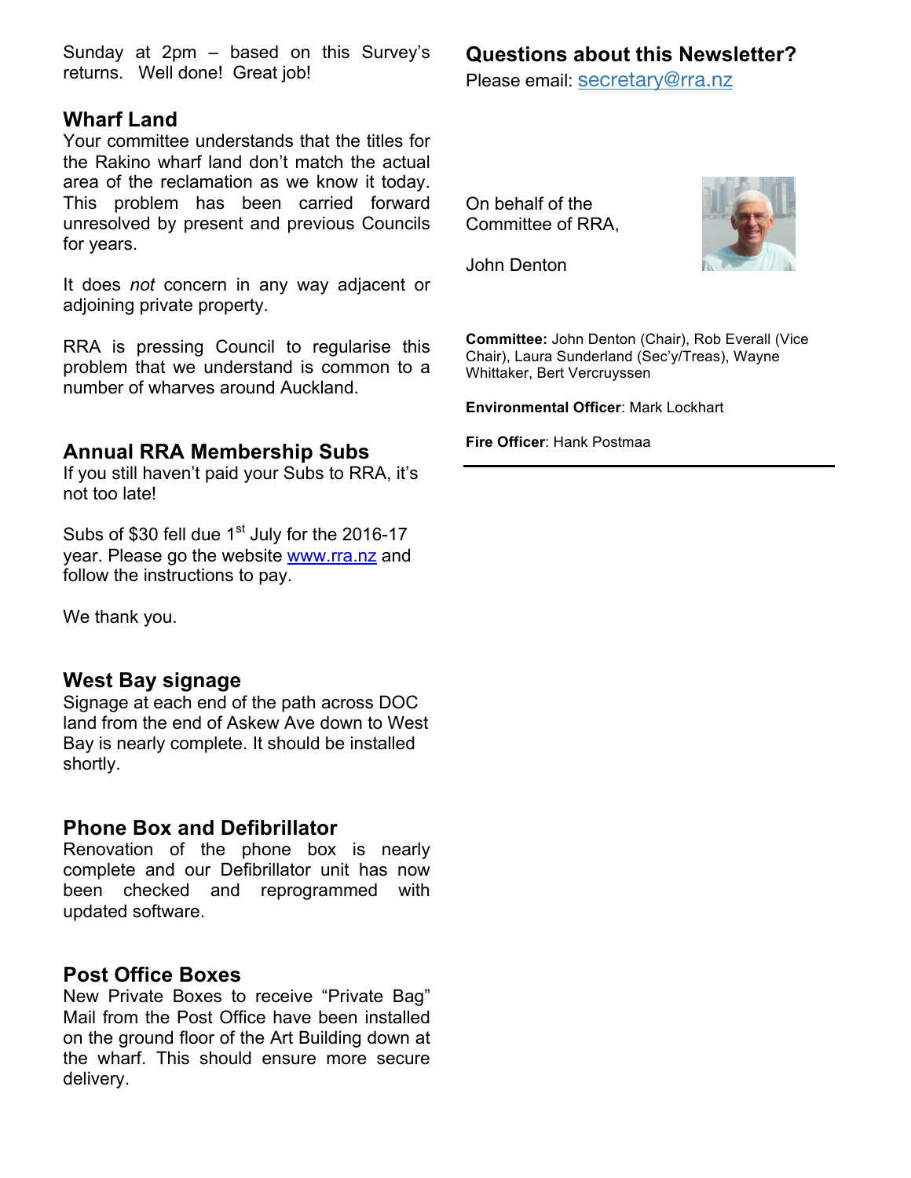Sunday at 2pm – based on this Survey's returns. Well done! Great job!

## Wharf Land

Your committee understands that the titles for the Rakino wharf land don't match the actual area of the reclamation as we know it today. This problem has been carried forward unresolved by present and previous Councils for years.

It does *not* concern in any way adjacent or adjoining private property.

RRA is pressing Council to regularise this problem that we understand is common to a number of wharves around Auckland.

## Annual RRA Membership Subs

If you still haven't paid your Subs to RRA, it's not too late!

Subs of $30 fell due 1st July for the 2016-17 year. Please go the website www.rra.nz and follow the instructions to pay.

We thank you.

## West Bay signage

Signage at each end of the path across DOC land from the end of Askew Ave down to West Bay is nearly complete. It should be installed shortly.

## Phone Box and Defibrillator

Renovation of the phone box is nearly complete and our Defibrillator unit has now been checked and reprogrammed with updated software.

## Post Office Boxes

New Private Boxes to receive "Private Bag" Mail from the Post Office have been installed on the ground floor of the Art Building down at the wharf. This should ensure more secure delivery.

## Questions about this Newsletter?

Please email: secretary@rra.nz

On behalf of the Committee of RRA,

John Denton

**Committee:** John Denton (Chair), Rob Everall (Vice Chair), Laura Sunderland (Sec'y/Treas), Wayne Whittaker, Bert Vercruyssen

**Environmental Officer**: Mark Lockhart

**Fire Officer**: Hank Postmaa